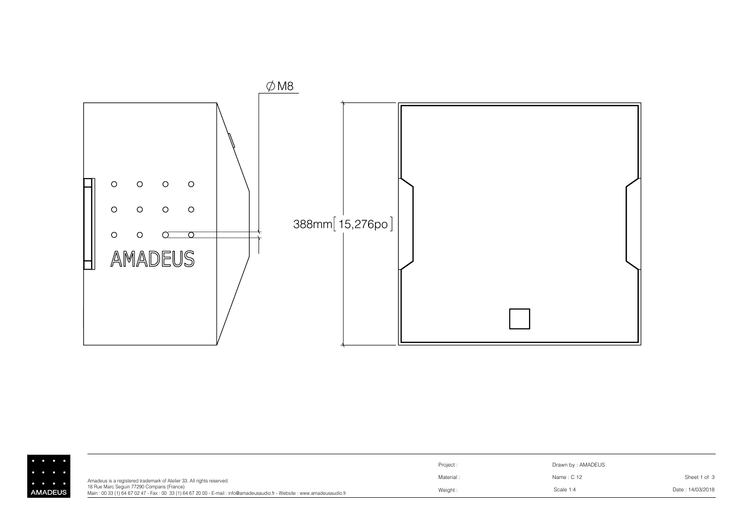∅M8

AMADEUS

388mm[15,276po]

AMADEUS

Amadeus is a registered trademark of Atelier 33. All rights reserved.
18 Rue Marc Seguin 77290 Compans (France)
Main : 00 33 (1) 64 67 02 47 - Fax : 00 33 (1) 64 67 20 00 - E-mail : info@amadeusaudio.fr - Website : www.amadeusaudio.fr

| Project : | Drawn by : AMADEUS | |
|---|---|---|
| Material : | Name : C 12 | Sheet 1 of 3 |
| Weight : | Scale 1:4 | Date : 14/03/2018 |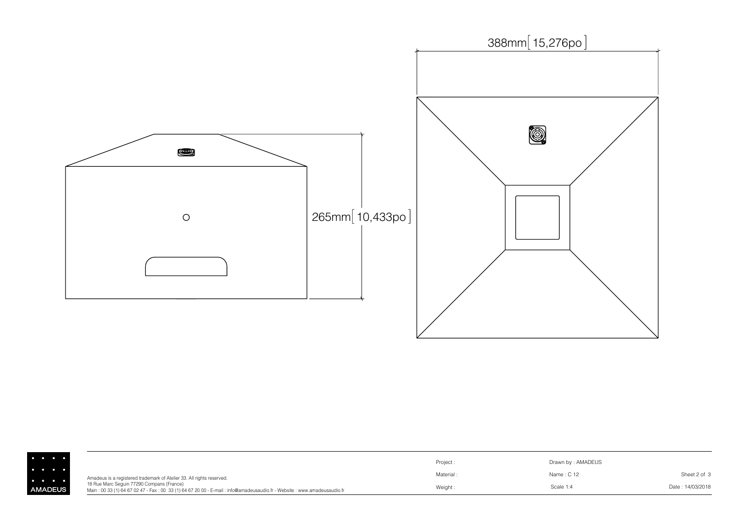388mm[ 15,276po ]

265mm[ 10,433po ]

AMADEUS

Amadeus is a registered trademark of Atelier 33. All rights reserved.
18 Rue Marc Seguin 77290 Compans (France)
Main : 00 33 (1) 64 67 02 47 - Fax : 00 33 (1) 64 67 20 00 - E-mail : info@amadeusaudio.fr - Website : www.amadeusaudio.fr

| | | |
|---|---|---|
| Project : | Drawn by : AMADEUS | |
| Material : | Name : C 12 | Sheet 2 of 3 |
| Weight : | Scale 1:4 | Date : 14/03/2018 |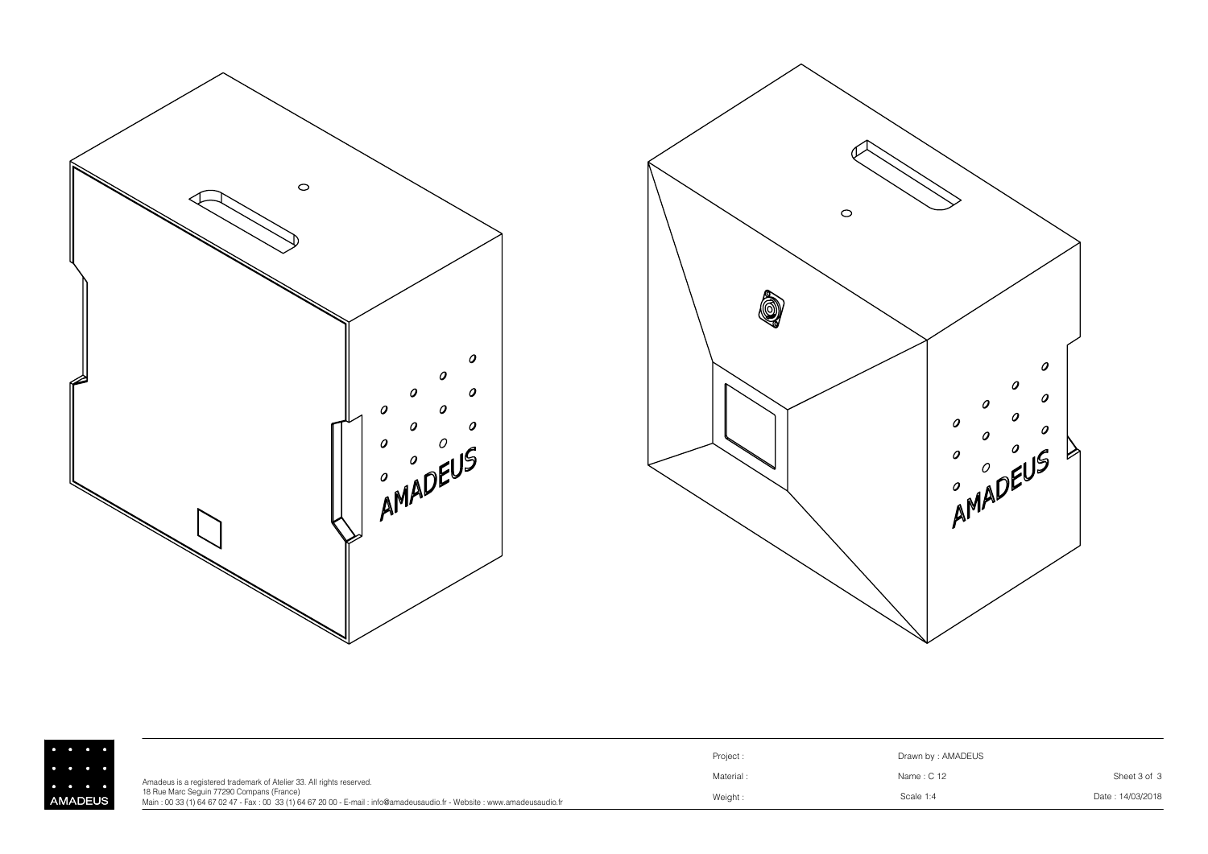AMADEUS

AMADEUS

Amadeus is a registered trademark of Atelier 33. All rights reserved.
18 Rue Marc Seguin 77290 Compans (France)
Main : 00 33 (1) 64 67 02 47 - Fax : 00 33 (1) 64 67 20 00 - E-mail : info@amadeusaudio.fr - Website : www.amadeusaudio.fr

| | | |
|---|---|---|
| Project : | Drawn by : AMADEUS | |
| Material : | Name : C 12 | Sheet 3 of 3 |
| Weight : | Scale 1:4 | Date : 14/03/2018 |